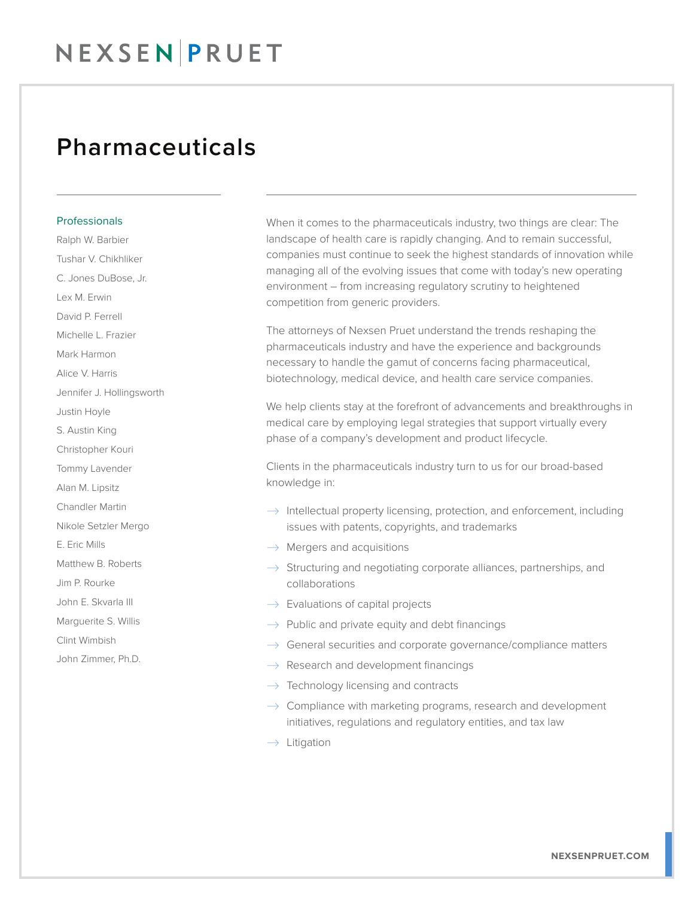# NEXSEN PRUET

# Pharmaceuticals

## Professionals

Ralph W. Barbier
Tushar V. Chikhliker
C. Jones DuBose, Jr.
Lex M. Erwin
David P. Ferrell
Michelle L. Frazier
Mark Harmon
Alice V. Harris
Jennifer J. Hollingsworth
Justin Hoyle
S. Austin King
Christopher Kouri
Tommy Lavender
Alan M. Lipsitz
Chandler Martin
Nikole Setzler Mergo
E. Eric Mills
Matthew B. Roberts
Jim P. Rourke
John E. Skvarla III
Marguerite S. Willis
Clint Wimbish
John Zimmer, Ph.D.

When it comes to the pharmaceuticals industry, two things are clear: The landscape of health care is rapidly changing. And to remain successful, companies must continue to seek the highest standards of innovation while managing all of the evolving issues that come with today's new operating environment – from increasing regulatory scrutiny to heightened competition from generic providers.

The attorneys of Nexsen Pruet understand the trends reshaping the pharmaceuticals industry and have the experience and backgrounds necessary to handle the gamut of concerns facing pharmaceutical, biotechnology, medical device, and health care service companies.

We help clients stay at the forefront of advancements and breakthroughs in medical care by employing legal strategies that support virtually every phase of a company's development and product lifecycle.

Clients in the pharmaceuticals industry turn to us for our broad-based knowledge in:

- Intellectual property licensing, protection, and enforcement, including issues with patents, copyrights, and trademarks
- Mergers and acquisitions
- Structuring and negotiating corporate alliances, partnerships, and collaborations
- Evaluations of capital projects
- Public and private equity and debt financings
- General securities and corporate governance/compliance matters
- Research and development financings
- Technology licensing and contracts
- Compliance with marketing programs, research and development initiatives, regulations and regulatory entities, and tax law
- Litigation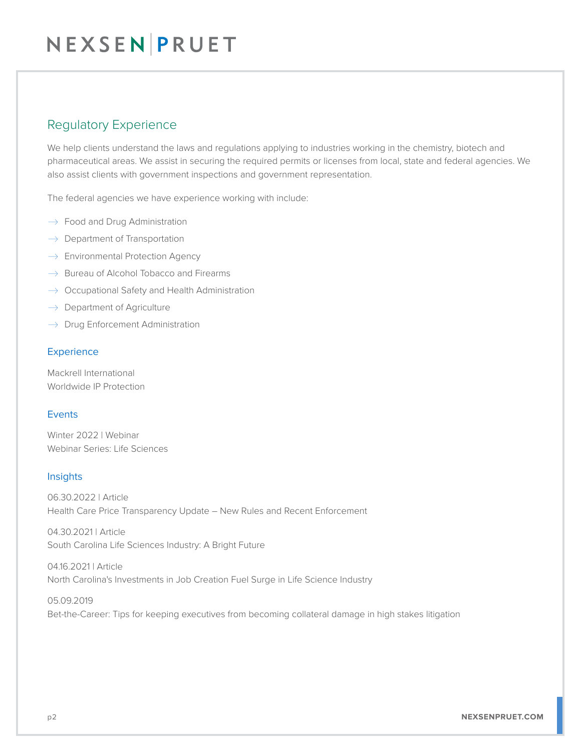## Regulatory Experience

We help clients understand the laws and regulations applying to industries working in the chemistry, biotech and pharmaceutical areas. We assist in securing the required permits or licenses from local, state and federal agencies. We also assist clients with government inspections and government representation.

The federal agencies we have experience working with include:

- Food and Drug Administration
- Department of Transportation
- Environmental Protection Agency
- Bureau of Alcohol Tobacco and Firearms
- Occupational Safety and Health Administration
- Department of Agriculture
- Drug Enforcement Administration

### Experience

Mackrell International
Worldwide IP Protection

### Events

Winter 2022 | Webinar
Webinar Series: Life Sciences

### Insights

06.30.2022 | Article
Health Care Price Transparency Update – New Rules and Recent Enforcement

04.30.2021 | Article
South Carolina Life Sciences Industry: A Bright Future

04.16.2021 | Article
North Carolina's Investments in Job Creation Fuel Surge in Life Science Industry

05.09.2019
Bet-the-Career: Tips for keeping executives from becoming collateral damage in high stakes litigation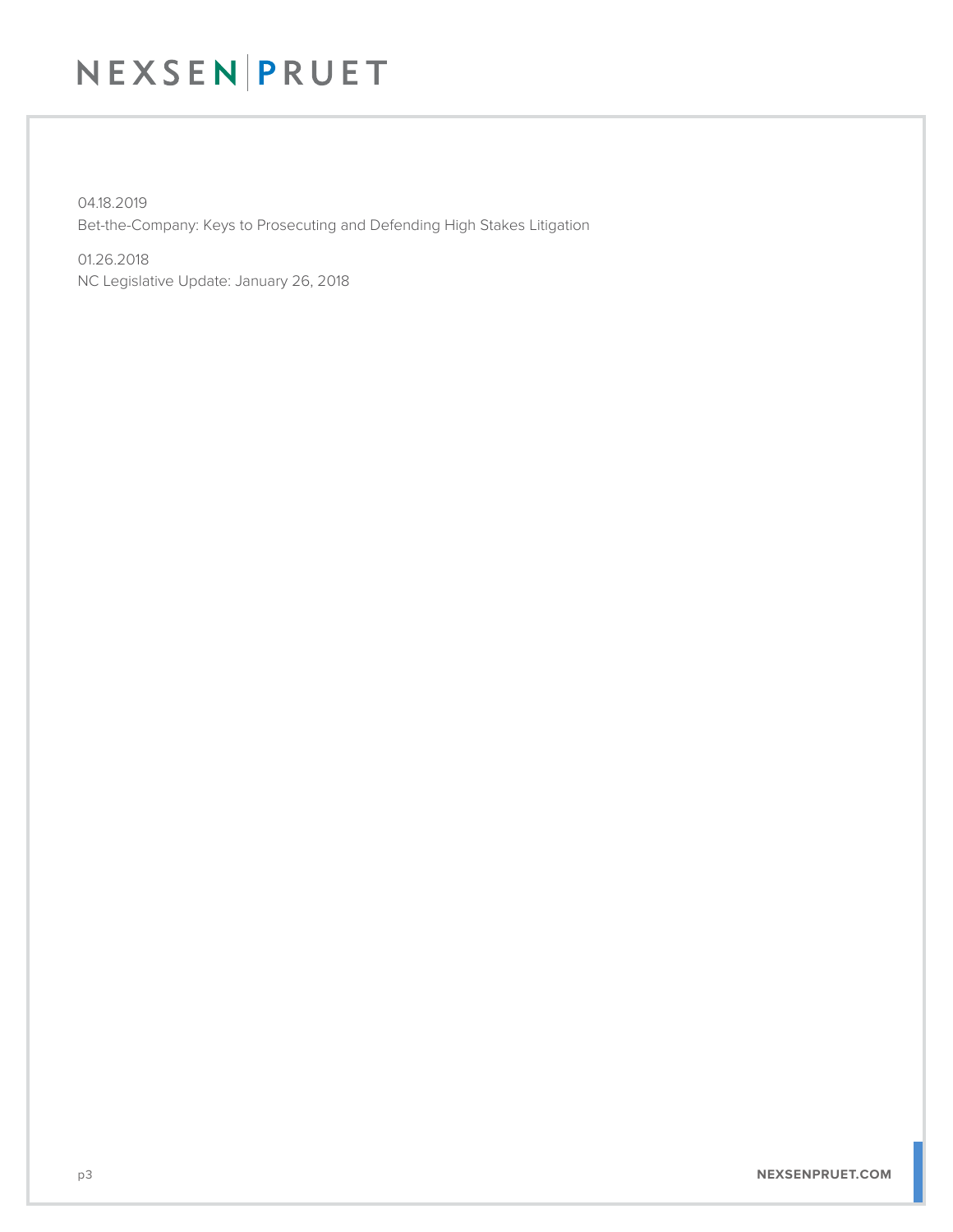04.18.2019
Bet-the-Company: Keys to Prosecuting and Defending High Stakes Litigation

01.26.2018
NC Legislative Update: January 26, 2018